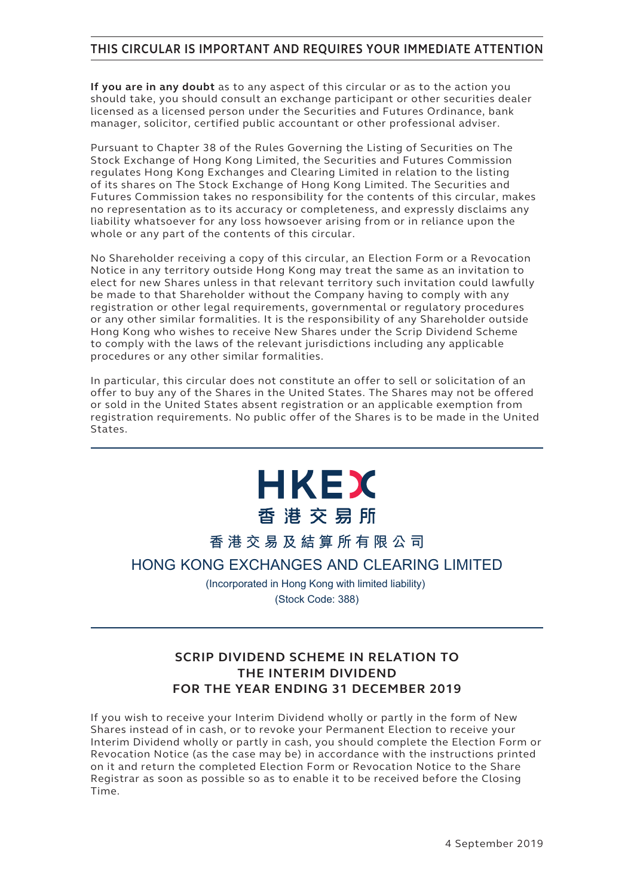**THIS CIRCULAR IS IMPORTANT AND REQUIRES YOUR IMMEDIATE ATTENTION**

**If you are in any doubt** as to any aspect of this circular or as to the action you should take, you should consult an exchange participant or other securities dealer licensed as a licensed person under the Securities and Futures Ordinance, bank manager, solicitor, certified public accountant or other professional adviser.

Pursuant to Chapter 38 of the Rules Governing the Listing of Securities on The Stock Exchange of Hong Kong Limited, the Securities and Futures Commission regulates Hong Kong Exchanges and Clearing Limited in relation to the listing of its shares on The Stock Exchange of Hong Kong Limited. The Securities and Futures Commission takes no responsibility for the contents of this circular, makes no representation as to its accuracy or completeness, and expressly disclaims any liability whatsoever for any loss howsoever arising from or in reliance upon the whole or any part of the contents of this circular.

No Shareholder receiving a copy of this circular, an Election Form or a Revocation Notice in any territory outside Hong Kong may treat the same as an invitation to elect for new Shares unless in that relevant territory such invitation could lawfully be made to that Shareholder without the Company having to comply with any registration or other legal requirements, governmental or regulatory procedures or any other similar formalities. It is the responsibility of any Shareholder outside Hong Kong who wishes to receive New Shares under the Scrip Dividend Scheme to comply with the laws of the relevant jurisdictions including any applicable procedures or any other similar formalities.

In particular, this circular does not constitute an offer to sell or solicitation of an offer to buy any of the Shares in the United States. The Shares may not be offered or sold in the United States absent registration or an applicable exemption from registration requirements. No public offer of the Shares is to be made in the United States.

HKEX
香港交易所

香港交易及結算所有限公司

HONG KONG EXCHANGES AND CLEARING LIMITED

(Incorporated in Hong Kong with limited liability)
(Stock Code: 388)

## SCRIP DIVIDEND SCHEME IN RELATION TO THE INTERIM DIVIDEND FOR THE YEAR ENDING 31 DECEMBER 2019

If you wish to receive your Interim Dividend wholly or partly in the form of New Shares instead of in cash, or to revoke your Permanent Election to receive your Interim Dividend wholly or partly in cash, you should complete the Election Form or Revocation Notice (as the case may be) in accordance with the instructions printed on it and return the completed Election Form or Revocation Notice to the Share Registrar as soon as possible so as to enable it to be received before the Closing Time.

4 September 2019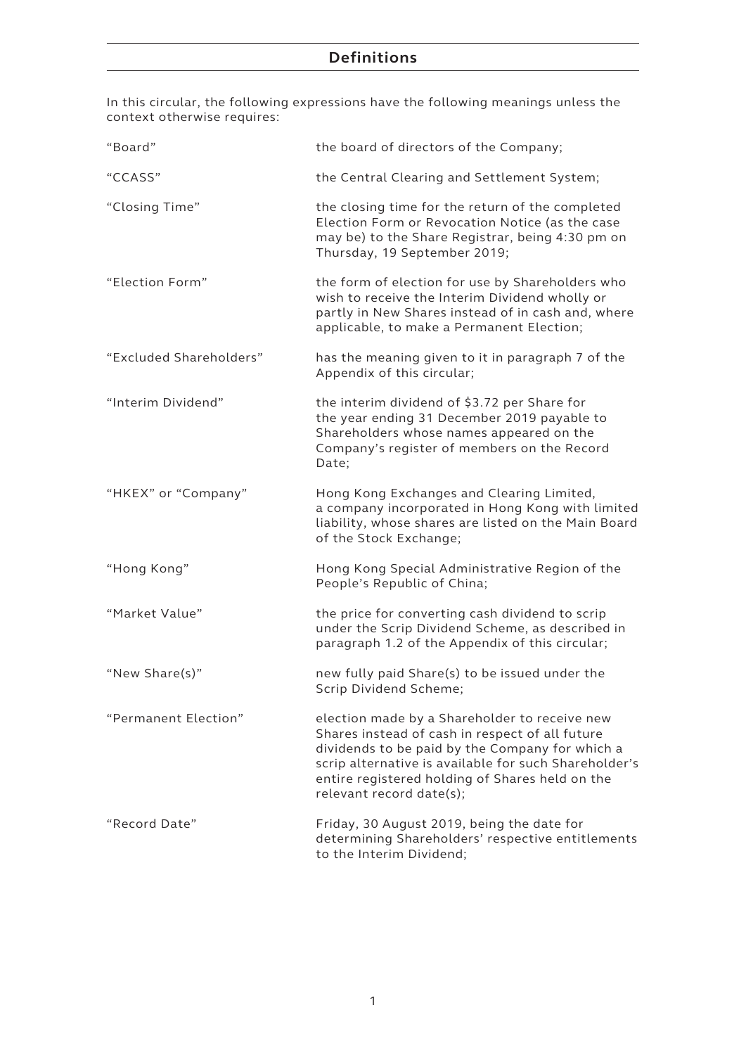# Definitions

In this circular, the following expressions have the following meanings unless the context otherwise requires:

| | |
|---|---|
| "Board" | the board of directors of the Company; |
| "CCASS" | the Central Clearing and Settlement System; |
| "Closing Time" | the closing time for the return of the completed Election Form or Revocation Notice (as the case may be) to the Share Registrar, being 4:30 pm on Thursday, 19 September 2019; |
| "Election Form" | the form of election for use by Shareholders who wish to receive the Interim Dividend wholly or partly in New Shares instead of in cash and, where applicable, to make a Permanent Election; |
| "Excluded Shareholders" | has the meaning given to it in paragraph 7 of the Appendix of this circular; |
| "Interim Dividend" | the interim dividend of $3.72 per Share for the year ending 31 December 2019 payable to Shareholders whose names appeared on the Company's register of members on the Record Date; |
| "HKEX" or "Company" | Hong Kong Exchanges and Clearing Limited, a company incorporated in Hong Kong with limited liability, whose shares are listed on the Main Board of the Stock Exchange; |
| "Hong Kong" | Hong Kong Special Administrative Region of the People's Republic of China; |
| "Market Value" | the price for converting cash dividend to scrip under the Scrip Dividend Scheme, as described in paragraph 1.2 of the Appendix of this circular; |
| "New Share(s)" | new fully paid Share(s) to be issued under the Scrip Dividend Scheme; |
| "Permanent Election" | election made by a Shareholder to receive new Shares instead of cash in respect of all future dividends to be paid by the Company for which a scrip alternative is available for such Shareholder's entire registered holding of Shares held on the relevant record date(s); |
| "Record Date" | Friday, 30 August 2019, being the date for determining Shareholders' respective entitlements to the Interim Dividend; |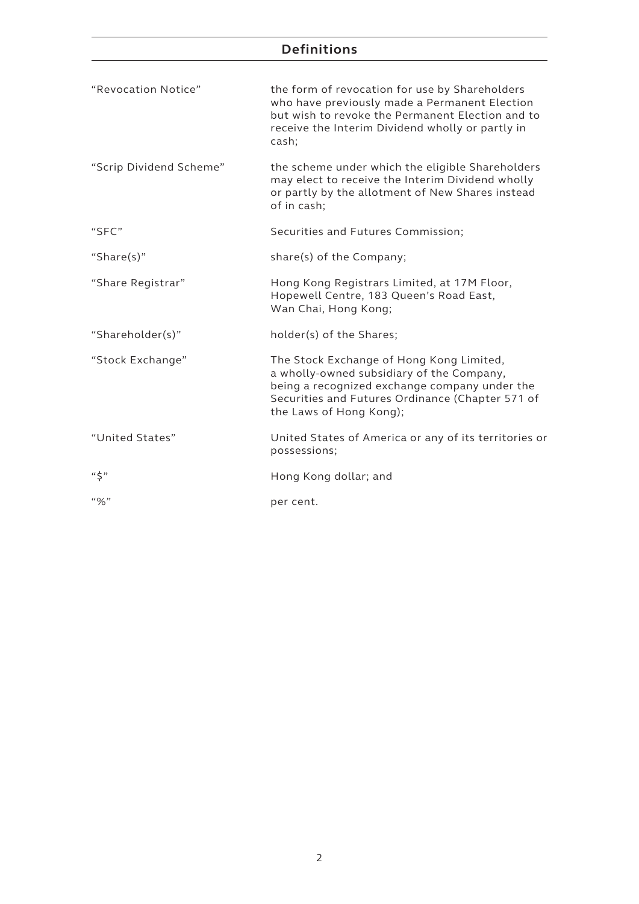## Definitions

| | |
|---|---|
| "Revocation Notice" | the form of revocation for use by Shareholders who have previously made a Permanent Election but wish to revoke the Permanent Election and to receive the Interim Dividend wholly or partly in cash; |
| "Scrip Dividend Scheme" | the scheme under which the eligible Shareholders may elect to receive the Interim Dividend wholly or partly by the allotment of New Shares instead of in cash; |
| "SFC" | Securities and Futures Commission; |
| "Share(s)" | share(s) of the Company; |
| "Share Registrar" | Hong Kong Registrars Limited, at 17M Floor, Hopewell Centre, 183 Queen's Road East, Wan Chai, Hong Kong; |
| "Shareholder(s)" | holder(s) of the Shares; |
| "Stock Exchange" | The Stock Exchange of Hong Kong Limited, a wholly-owned subsidiary of the Company, being a recognized exchange company under the Securities and Futures Ordinance (Chapter 571 of the Laws of Hong Kong); |
| "United States" | United States of America or any of its territories or possessions; |
| "$" | Hong Kong dollar; and |
| "%" | per cent. |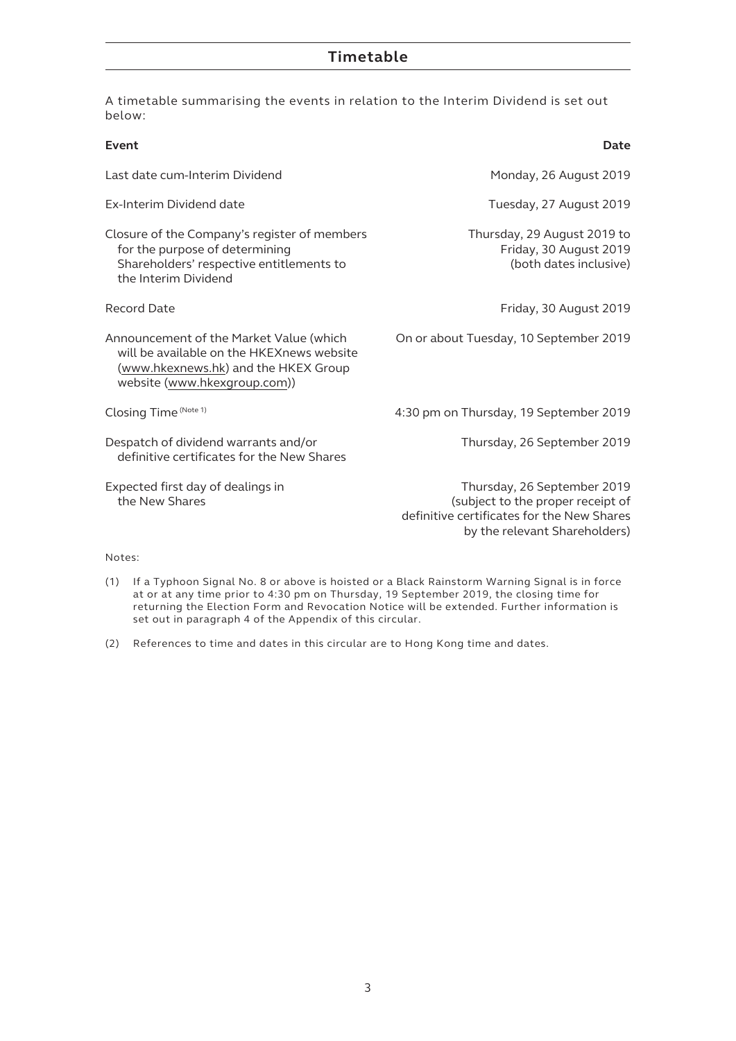# Timetable

A timetable summarising the events in relation to the Interim Dividend is set out below:

| Event | Date |
| --- | --- |
| Last date cum-Interim Dividend | Monday, 26 August 2019 |
| Ex-Interim Dividend date | Tuesday, 27 August 2019 |
| Closure of the Company's register of members for the purpose of determining Shareholders' respective entitlements to the Interim Dividend | Thursday, 29 August 2019 to Friday, 30 August 2019 (both dates inclusive) |
| Record Date | Friday, 30 August 2019 |
| Announcement of the Market Value (which will be available on the HKEXnews website (www.hkexnews.hk) and the HKEX Group website (www.hkexgroup.com)) | On or about Tuesday, 10 September 2019 |
| Closing Time (Note 1) | 4:30 pm on Thursday, 19 September 2019 |
| Despatch of dividend warrants and/or definitive certificates for the New Shares | Thursday, 26 September 2019 |
| Expected first day of dealings in the New Shares | Thursday, 26 September 2019 (subject to the proper receipt of definitive certificates for the New Shares by the relevant Shareholders) |

Notes:

(1) If a Typhoon Signal No. 8 or above is hoisted or a Black Rainstorm Warning Signal is in force at or at any time prior to 4:30 pm on Thursday, 19 September 2019, the closing time for returning the Election Form and Revocation Notice will be extended. Further information is set out in paragraph 4 of the Appendix of this circular.

(2) References to time and dates in this circular are to Hong Kong time and dates.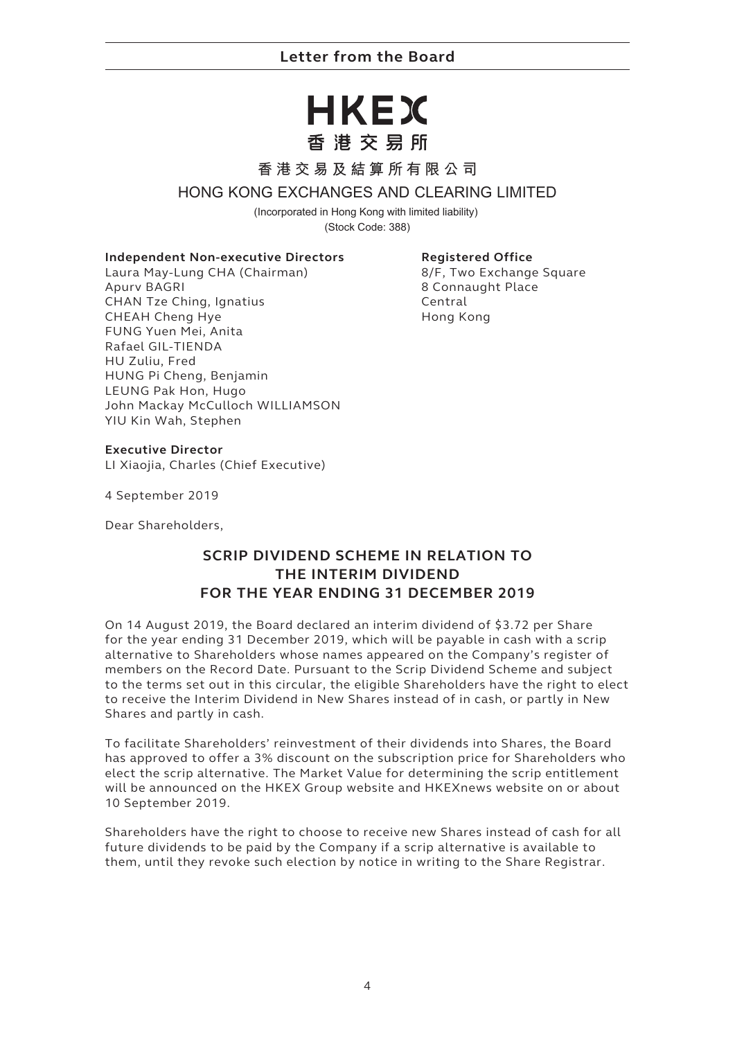# Letter from the Board

HKEX
香港交易所

## 香港交易及結算所有限公司
## HONG KONG EXCHANGES AND CLEARING LIMITED

(Incorporated in Hong Kong with limited liability)
(Stock Code: 388)

**Independent Non-executive Directors**
Laura May-Lung CHA (Chairman)
Apurv BAGRI
CHAN Tze Ching, Ignatius
CHEAH Cheng Hye
FUNG Yuen Mei, Anita
Rafael GIL-TIENDA
HU Zuliu, Fred
HUNG Pi Cheng, Benjamin
LEUNG Pak Hon, Hugo
John Mackay McCulloch WILLIAMSON
YIU Kin Wah, Stephen

**Registered Office**
8/F, Two Exchange Square
8 Connaught Place
Central
Hong Kong

**Executive Director**
LI Xiaojia, Charles (Chief Executive)

4 September 2019

Dear Shareholders,

## SCRIP DIVIDEND SCHEME IN RELATION TO THE INTERIM DIVIDEND FOR THE YEAR ENDING 31 DECEMBER 2019

On 14 August 2019, the Board declared an interim dividend of $3.72 per Share for the year ending 31 December 2019, which will be payable in cash with a scrip alternative to Shareholders whose names appeared on the Company's register of members on the Record Date. Pursuant to the Scrip Dividend Scheme and subject to the terms set out in this circular, the eligible Shareholders have the right to elect to receive the Interim Dividend in New Shares instead of in cash, or partly in New Shares and partly in cash.

To facilitate Shareholders' reinvestment of their dividends into Shares, the Board has approved to offer a 3% discount on the subscription price for Shareholders who elect the scrip alternative. The Market Value for determining the scrip entitlement will be announced on the HKEX Group website and HKEXnews website on or about 10 September 2019.

Shareholders have the right to choose to receive new Shares instead of cash for all future dividends to be paid by the Company if a scrip alternative is available to them, until they revoke such election by notice in writing to the Share Registrar.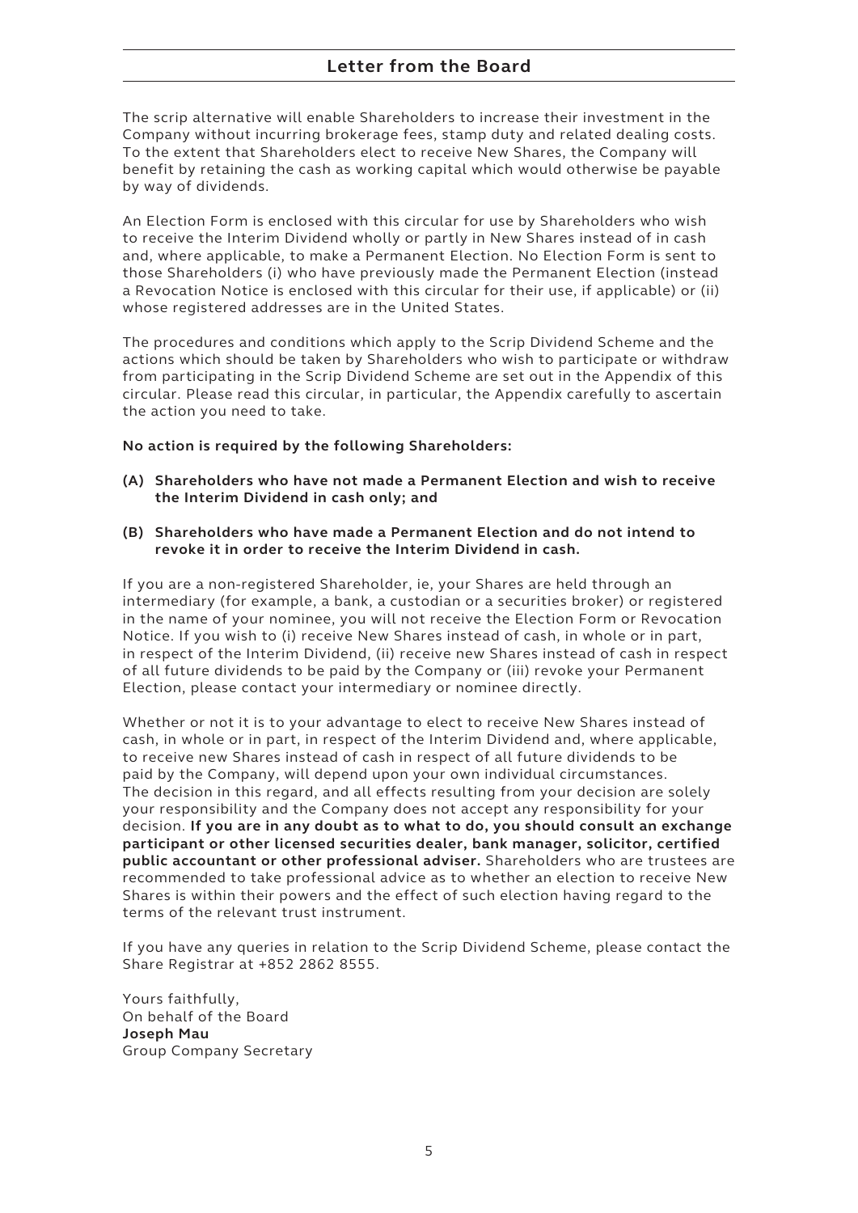## Letter from the Board

The scrip alternative will enable Shareholders to increase their investment in the Company without incurring brokerage fees, stamp duty and related dealing costs. To the extent that Shareholders elect to receive New Shares, the Company will benefit by retaining the cash as working capital which would otherwise be payable by way of dividends.

An Election Form is enclosed with this circular for use by Shareholders who wish to receive the Interim Dividend wholly or partly in New Shares instead of in cash and, where applicable, to make a Permanent Election. No Election Form is sent to those Shareholders (i) who have previously made the Permanent Election (instead a Revocation Notice is enclosed with this circular for their use, if applicable) or (ii) whose registered addresses are in the United States.

The procedures and conditions which apply to the Scrip Dividend Scheme and the actions which should be taken by Shareholders who wish to participate or withdraw from participating in the Scrip Dividend Scheme are set out in the Appendix of this circular. Please read this circular, in particular, the Appendix carefully to ascertain the action you need to take.

**No action is required by the following Shareholders:**

**(A) Shareholders who have not made a Permanent Election and wish to receive the Interim Dividend in cash only; and**

**(B) Shareholders who have made a Permanent Election and do not intend to revoke it in order to receive the Interim Dividend in cash.**

If you are a non-registered Shareholder, ie, your Shares are held through an intermediary (for example, a bank, a custodian or a securities broker) or registered in the name of your nominee, you will not receive the Election Form or Revocation Notice. If you wish to (i) receive New Shares instead of cash, in whole or in part, in respect of the Interim Dividend, (ii) receive new Shares instead of cash in respect of all future dividends to be paid by the Company or (iii) revoke your Permanent Election, please contact your intermediary or nominee directly.

Whether or not it is to your advantage to elect to receive New Shares instead of cash, in whole or in part, in respect of the Interim Dividend and, where applicable, to receive new Shares instead of cash in respect of all future dividends to be paid by the Company, will depend upon your own individual circumstances. The decision in this regard, and all effects resulting from your decision are solely your responsibility and the Company does not accept any responsibility for your decision. **If you are in any doubt as to what to do, you should consult an exchange participant or other licensed securities dealer, bank manager, solicitor, certified public accountant or other professional adviser.** Shareholders who are trustees are recommended to take professional advice as to whether an election to receive New Shares is within their powers and the effect of such election having regard to the terms of the relevant trust instrument.

If you have any queries in relation to the Scrip Dividend Scheme, please contact the Share Registrar at +852 2862 8555.

Yours faithfully,
On behalf of the Board
**Joseph Mau**
Group Company Secretary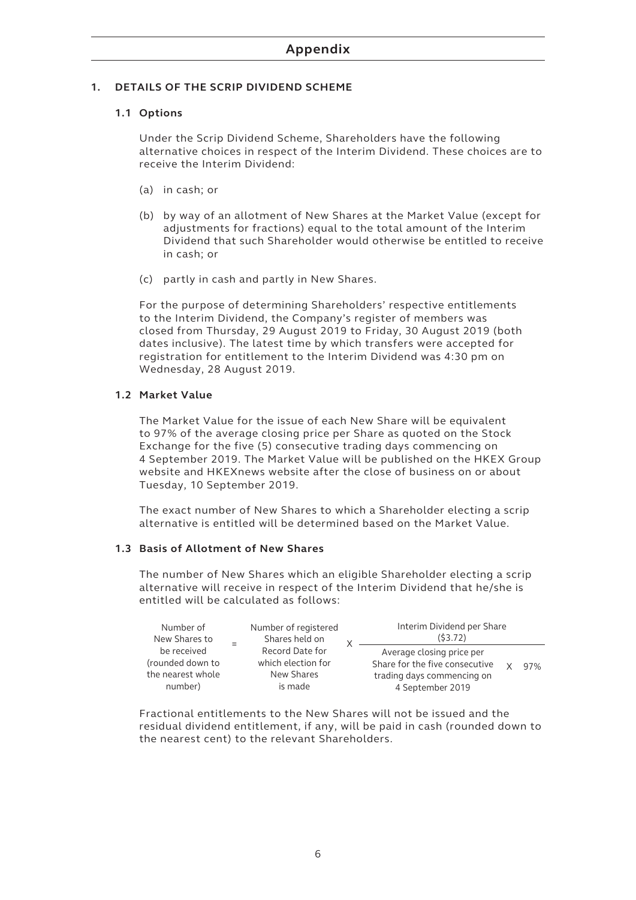# Appendix

## 1. DETAILS OF THE SCRIP DIVIDEND SCHEME

### 1.1 Options

Under the Scrip Dividend Scheme, Shareholders have the following alternative choices in respect of the Interim Dividend. These choices are to receive the Interim Dividend:

(a) in cash; or

(b) by way of an allotment of New Shares at the Market Value (except for adjustments for fractions) equal to the total amount of the Interim Dividend that such Shareholder would otherwise be entitled to receive in cash; or

(c) partly in cash and partly in New Shares.

For the purpose of determining Shareholders' respective entitlements to the Interim Dividend, the Company's register of members was closed from Thursday, 29 August 2019 to Friday, 30 August 2019 (both dates inclusive). The latest time by which transfers were accepted for registration for entitlement to the Interim Dividend was 4:30 pm on Wednesday, 28 August 2019.

### 1.2 Market Value

The Market Value for the issue of each New Share will be equivalent to 97% of the average closing price per Share as quoted on the Stock Exchange for the five (5) consecutive trading days commencing on 4 September 2019. The Market Value will be published on the HKEX Group website and HKEXnews website after the close of business on or about Tuesday, 10 September 2019.

The exact number of New Shares to which a Shareholder electing a scrip alternative is entitled will be determined based on the Market Value.

### 1.3 Basis of Allotment of New Shares

The number of New Shares which an eligible Shareholder electing a scrip alternative will receive in respect of the Interim Dividend that he/she is entitled will be calculated as follows:

$$\text{Number of New Shares to be received (rounded down to the nearest whole number)} = \text{Number of registered Shares held on Record Date for which election for New Shares is made} \times \frac{\text{Interim Dividend per Share (\$3.72)}}{\text{Average closing price per Share for the five consecutive trading days commencing on 4 September 2019} \times 97\%}$$

Fractional entitlements to the New Shares will not be issued and the residual dividend entitlement, if any, will be paid in cash (rounded down to the nearest cent) to the relevant Shareholders.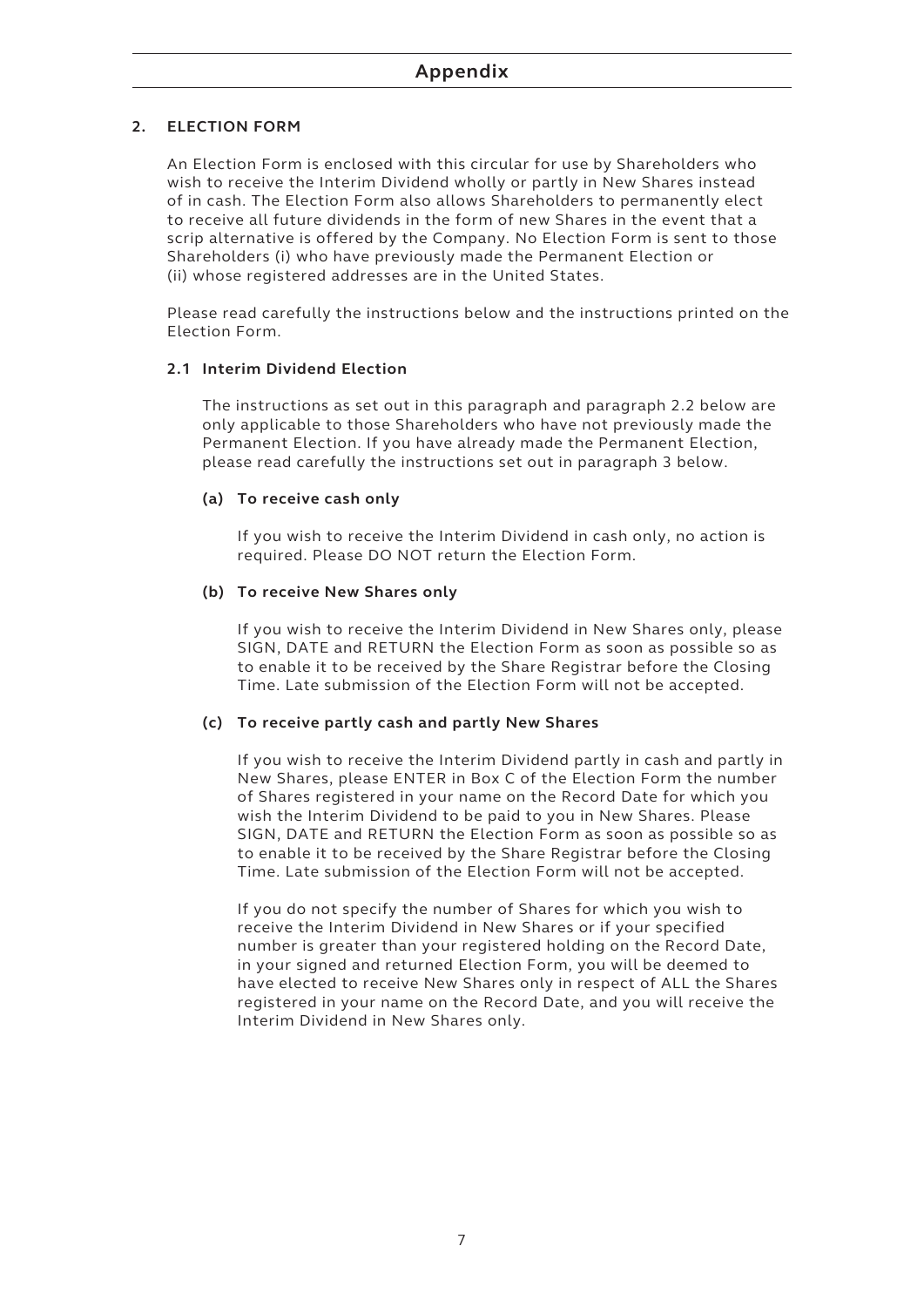## Appendix

### 2. ELECTION FORM

An Election Form is enclosed with this circular for use by Shareholders who wish to receive the Interim Dividend wholly or partly in New Shares instead of in cash. The Election Form also allows Shareholders to permanently elect to receive all future dividends in the form of new Shares in the event that a scrip alternative is offered by the Company. No Election Form is sent to those Shareholders (i) who have previously made the Permanent Election or (ii) whose registered addresses are in the United States.

Please read carefully the instructions below and the instructions printed on the Election Form.

#### 2.1 Interim Dividend Election

The instructions as set out in this paragraph and paragraph 2.2 below are only applicable to those Shareholders who have not previously made the Permanent Election. If you have already made the Permanent Election, please read carefully the instructions set out in paragraph 3 below.

**(a) To receive cash only**

If you wish to receive the Interim Dividend in cash only, no action is required. Please DO NOT return the Election Form.

**(b) To receive New Shares only**

If you wish to receive the Interim Dividend in New Shares only, please SIGN, DATE and RETURN the Election Form as soon as possible so as to enable it to be received by the Share Registrar before the Closing Time. Late submission of the Election Form will not be accepted.

**(c) To receive partly cash and partly New Shares**

If you wish to receive the Interim Dividend partly in cash and partly in New Shares, please ENTER in Box C of the Election Form the number of Shares registered in your name on the Record Date for which you wish the Interim Dividend to be paid to you in New Shares. Please SIGN, DATE and RETURN the Election Form as soon as possible so as to enable it to be received by the Share Registrar before the Closing Time. Late submission of the Election Form will not be accepted.

If you do not specify the number of Shares for which you wish to receive the Interim Dividend in New Shares or if your specified number is greater than your registered holding on the Record Date, in your signed and returned Election Form, you will be deemed to have elected to receive New Shares only in respect of ALL the Shares registered in your name on the Record Date, and you will receive the Interim Dividend in New Shares only.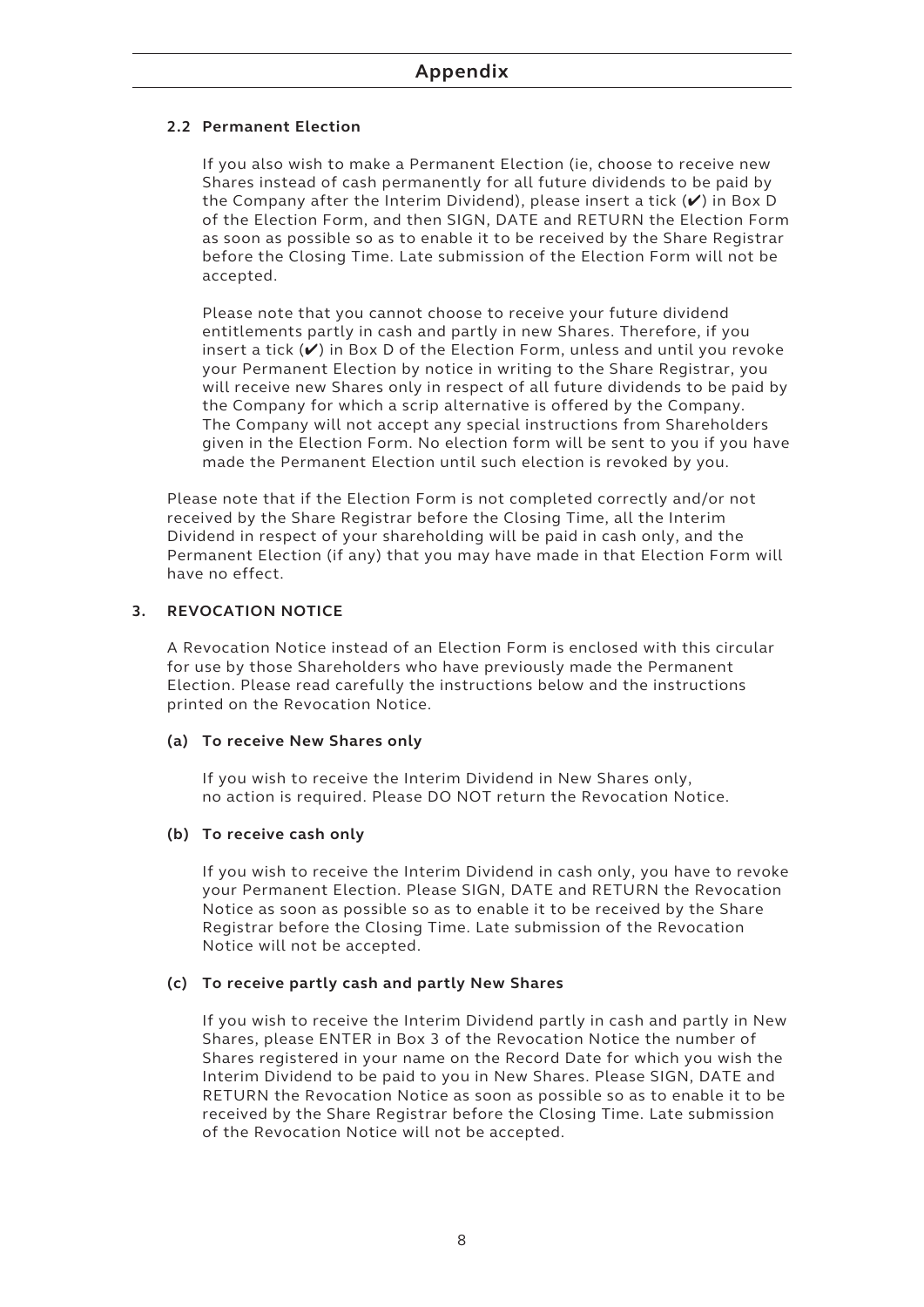### 2.2 Permanent Election

If you also wish to make a Permanent Election (ie, choose to receive new Shares instead of cash permanently for all future dividends to be paid by the Company after the Interim Dividend), please insert a tick (✔) in Box D of the Election Form, and then SIGN, DATE and RETURN the Election Form as soon as possible so as to enable it to be received by the Share Registrar before the Closing Time. Late submission of the Election Form will not be accepted.

Please note that you cannot choose to receive your future dividend entitlements partly in cash and partly in new Shares. Therefore, if you insert a tick (✔) in Box D of the Election Form, unless and until you revoke your Permanent Election by notice in writing to the Share Registrar, you will receive new Shares only in respect of all future dividends to be paid by the Company for which a scrip alternative is offered by the Company. The Company will not accept any special instructions from Shareholders given in the Election Form. No election form will be sent to you if you have made the Permanent Election until such election is revoked by you.

Please note that if the Election Form is not completed correctly and/or not received by the Share Registrar before the Closing Time, all the Interim Dividend in respect of your shareholding will be paid in cash only, and the Permanent Election (if any) that you may have made in that Election Form will have no effect.

## 3. REVOCATION NOTICE

A Revocation Notice instead of an Election Form is enclosed with this circular for use by those Shareholders who have previously made the Permanent Election. Please read carefully the instructions below and the instructions printed on the Revocation Notice.

### (a) To receive New Shares only

If you wish to receive the Interim Dividend in New Shares only, no action is required. Please DO NOT return the Revocation Notice.

### (b) To receive cash only

If you wish to receive the Interim Dividend in cash only, you have to revoke your Permanent Election. Please SIGN, DATE and RETURN the Revocation Notice as soon as possible so as to enable it to be received by the Share Registrar before the Closing Time. Late submission of the Revocation Notice will not be accepted.

### (c) To receive partly cash and partly New Shares

If you wish to receive the Interim Dividend partly in cash and partly in New Shares, please ENTER in Box 3 of the Revocation Notice the number of Shares registered in your name on the Record Date for which you wish the Interim Dividend to be paid to you in New Shares. Please SIGN, DATE and RETURN the Revocation Notice as soon as possible so as to enable it to be received by the Share Registrar before the Closing Time. Late submission of the Revocation Notice will not be accepted.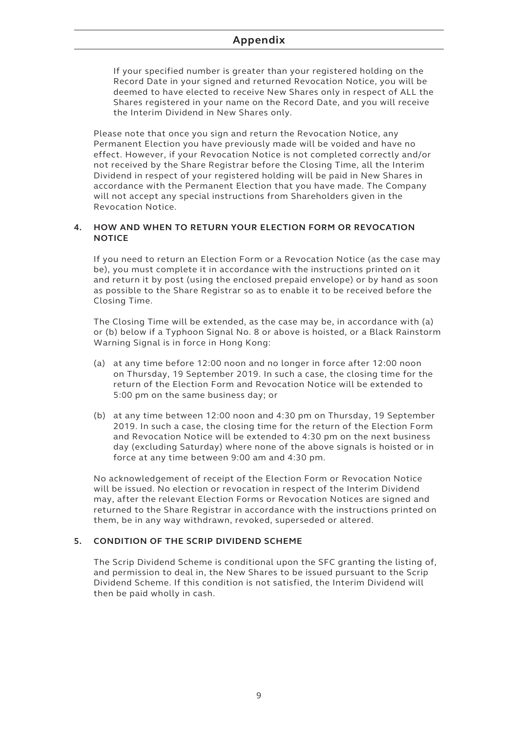If your specified number is greater than your registered holding on the Record Date in your signed and returned Revocation Notice, you will be deemed to have elected to receive New Shares only in respect of ALL the Shares registered in your name on the Record Date, and you will receive the Interim Dividend in New Shares only.

Please note that once you sign and return the Revocation Notice, any Permanent Election you have previously made will be voided and have no effect. However, if your Revocation Notice is not completed correctly and/or not received by the Share Registrar before the Closing Time, all the Interim Dividend in respect of your registered holding will be paid in New Shares in accordance with the Permanent Election that you have made. The Company will not accept any special instructions from Shareholders given in the Revocation Notice.

## 4. HOW AND WHEN TO RETURN YOUR ELECTION FORM OR REVOCATION NOTICE

If you need to return an Election Form or a Revocation Notice (as the case may be), you must complete it in accordance with the instructions printed on it and return it by post (using the enclosed prepaid envelope) or by hand as soon as possible to the Share Registrar so as to enable it to be received before the Closing Time.

The Closing Time will be extended, as the case may be, in accordance with (a) or (b) below if a Typhoon Signal No. 8 or above is hoisted, or a Black Rainstorm Warning Signal is in force in Hong Kong:

(a) at any time before 12:00 noon and no longer in force after 12:00 noon on Thursday, 19 September 2019. In such a case, the closing time for the return of the Election Form and Revocation Notice will be extended to 5:00 pm on the same business day; or

(b) at any time between 12:00 noon and 4:30 pm on Thursday, 19 September 2019. In such a case, the closing time for the return of the Election Form and Revocation Notice will be extended to 4:30 pm on the next business day (excluding Saturday) where none of the above signals is hoisted or in force at any time between 9:00 am and 4:30 pm.

No acknowledgement of receipt of the Election Form or Revocation Notice will be issued. No election or revocation in respect of the Interim Dividend may, after the relevant Election Forms or Revocation Notices are signed and returned to the Share Registrar in accordance with the instructions printed on them, be in any way withdrawn, revoked, superseded or altered.

## 5. CONDITION OF THE SCRIP DIVIDEND SCHEME

The Scrip Dividend Scheme is conditional upon the SFC granting the listing of, and permission to deal in, the New Shares to be issued pursuant to the Scrip Dividend Scheme. If this condition is not satisfied, the Interim Dividend will then be paid wholly in cash.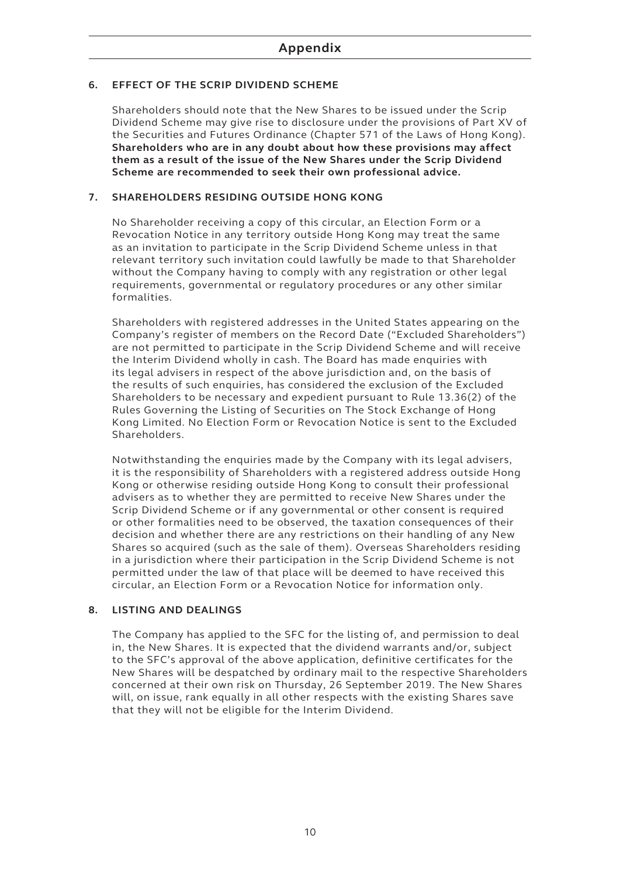## Appendix

### 6. EFFECT OF THE SCRIP DIVIDEND SCHEME

Shareholders should note that the New Shares to be issued under the Scrip Dividend Scheme may give rise to disclosure under the provisions of Part XV of the Securities and Futures Ordinance (Chapter 571 of the Laws of Hong Kong). **Shareholders who are in any doubt about how these provisions may affect them as a result of the issue of the New Shares under the Scrip Dividend Scheme are recommended to seek their own professional advice.**

### 7. SHAREHOLDERS RESIDING OUTSIDE HONG KONG

No Shareholder receiving a copy of this circular, an Election Form or a Revocation Notice in any territory outside Hong Kong may treat the same as an invitation to participate in the Scrip Dividend Scheme unless in that relevant territory such invitation could lawfully be made to that Shareholder without the Company having to comply with any registration or other legal requirements, governmental or regulatory procedures or any other similar formalities.

Shareholders with registered addresses in the United States appearing on the Company's register of members on the Record Date ("Excluded Shareholders") are not permitted to participate in the Scrip Dividend Scheme and will receive the Interim Dividend wholly in cash. The Board has made enquiries with its legal advisers in respect of the above jurisdiction and, on the basis of the results of such enquiries, has considered the exclusion of the Excluded Shareholders to be necessary and expedient pursuant to Rule 13.36(2) of the Rules Governing the Listing of Securities on The Stock Exchange of Hong Kong Limited. No Election Form or Revocation Notice is sent to the Excluded Shareholders.

Notwithstanding the enquiries made by the Company with its legal advisers, it is the responsibility of Shareholders with a registered address outside Hong Kong or otherwise residing outside Hong Kong to consult their professional advisers as to whether they are permitted to receive New Shares under the Scrip Dividend Scheme or if any governmental or other consent is required or other formalities need to be observed, the taxation consequences of their decision and whether there are any restrictions on their handling of any New Shares so acquired (such as the sale of them). Overseas Shareholders residing in a jurisdiction where their participation in the Scrip Dividend Scheme is not permitted under the law of that place will be deemed to have received this circular, an Election Form or a Revocation Notice for information only.

### 8. LISTING AND DEALINGS

The Company has applied to the SFC for the listing of, and permission to deal in, the New Shares. It is expected that the dividend warrants and/or, subject to the SFC's approval of the above application, definitive certificates for the New Shares will be despatched by ordinary mail to the respective Shareholders concerned at their own risk on Thursday, 26 September 2019. The New Shares will, on issue, rank equally in all other respects with the existing Shares save that they will not be eligible for the Interim Dividend.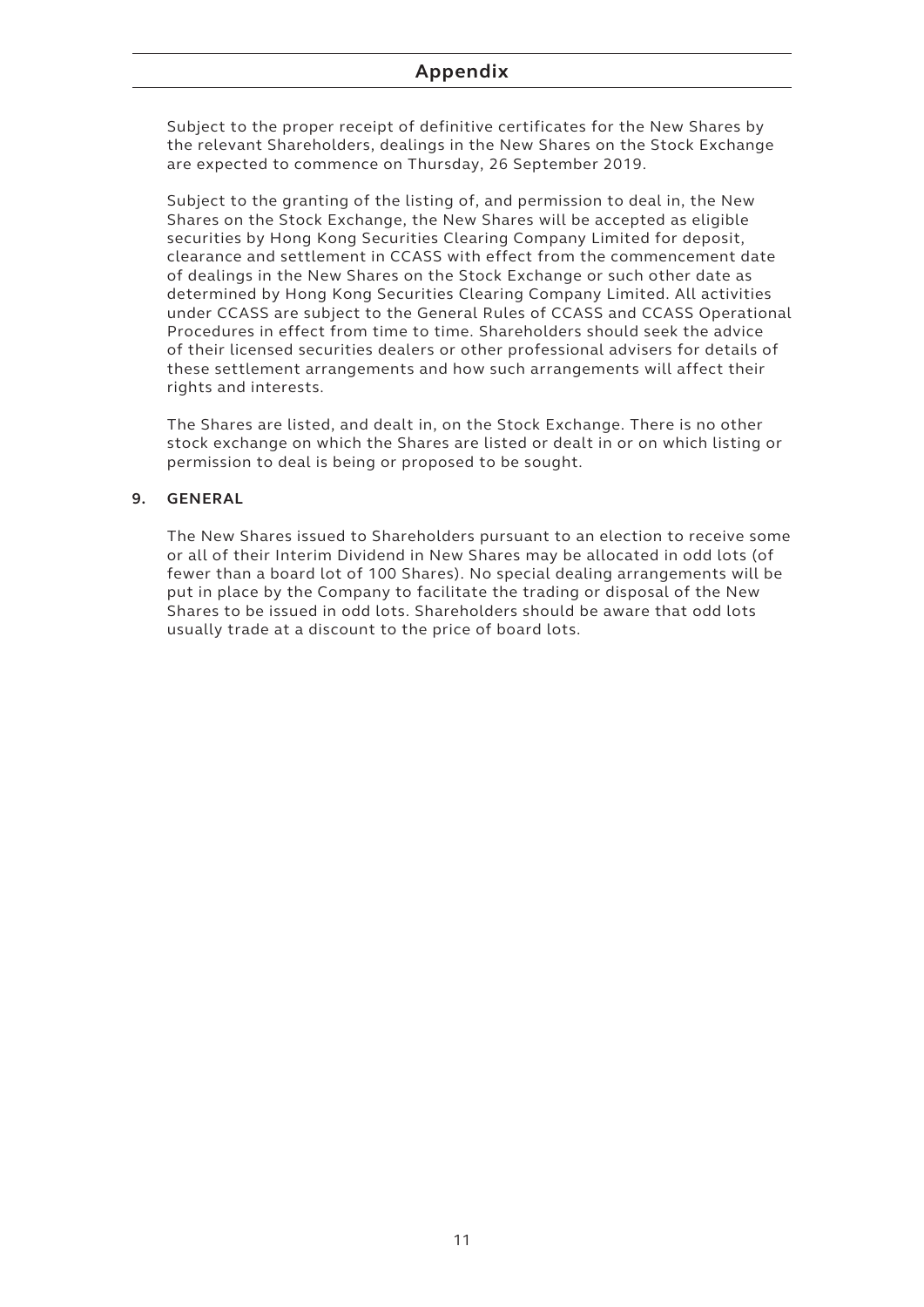Subject to the proper receipt of definitive certificates for the New Shares by the relevant Shareholders, dealings in the New Shares on the Stock Exchange are expected to commence on Thursday, 26 September 2019.

Subject to the granting of the listing of, and permission to deal in, the New Shares on the Stock Exchange, the New Shares will be accepted as eligible securities by Hong Kong Securities Clearing Company Limited for deposit, clearance and settlement in CCASS with effect from the commencement date of dealings in the New Shares on the Stock Exchange or such other date as determined by Hong Kong Securities Clearing Company Limited. All activities under CCASS are subject to the General Rules of CCASS and CCASS Operational Procedures in effect from time to time. Shareholders should seek the advice of their licensed securities dealers or other professional advisers for details of these settlement arrangements and how such arrangements will affect their rights and interests.

The Shares are listed, and dealt in, on the Stock Exchange. There is no other stock exchange on which the Shares are listed or dealt in or on which listing or permission to deal is being or proposed to be sought.

## 9. GENERAL

The New Shares issued to Shareholders pursuant to an election to receive some or all of their Interim Dividend in New Shares may be allocated in odd lots (of fewer than a board lot of 100 Shares). No special dealing arrangements will be put in place by the Company to facilitate the trading or disposal of the New Shares to be issued in odd lots. Shareholders should be aware that odd lots usually trade at a discount to the price of board lots.